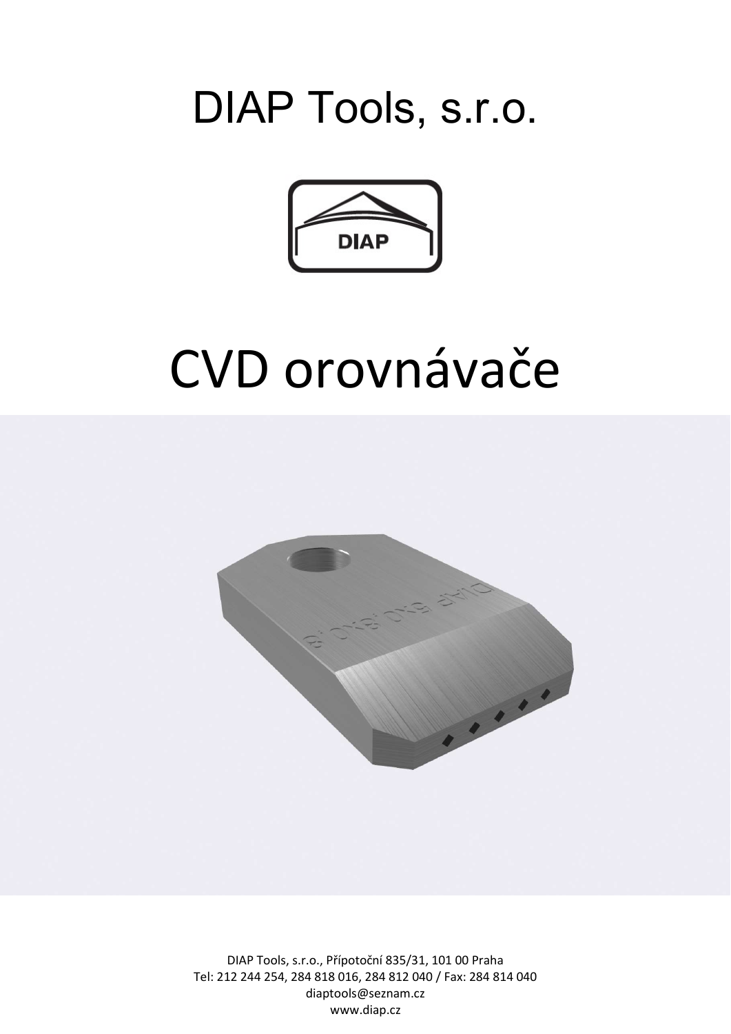# DIAP Tools, s.r.o.

DIAP

# CVD orovnávače

DIAP Tools, s.r.o., Přípotoční 835/31, 101 00 Praha
Tel: 212 244 254, 284 818 016, 284 812 040 / Fax: 284 814 040
diaptools@seznam.cz
www.diap.cz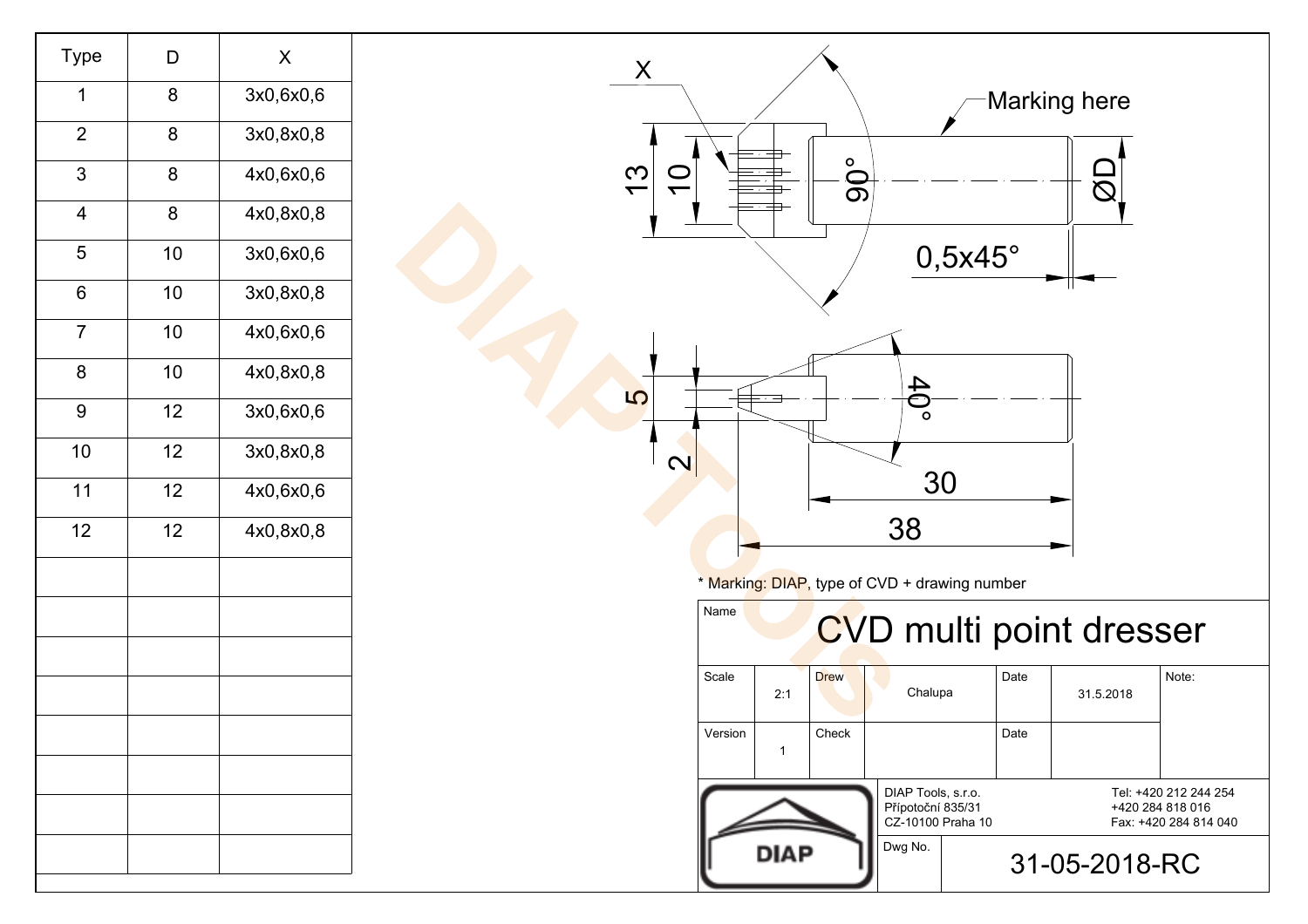| Type | D | X |
|---|---|---|
| 1 | 8 | 3x0,6x0,6 |
| 2 | 8 | 3x0,8x0,8 |
| 3 | 8 | 4x0,6x0,6 |
| 4 | 8 | 4x0,8x0,8 |
| 5 | 10 | 3x0,6x0,6 |
| 6 | 10 | 3x0,8x0,8 |
| 7 | 10 | 4x0,6x0,6 |
| 8 | 10 | 4x0,8x0,8 |
| 9 | 12 | 3x0,6x0,6 |
| 10 | 12 | 3x0,8x0,8 |
| 11 | 12 | 4x0,6x0,6 |
| 12 | 12 | 4x0,8x0,8 |

X

Marking here

13

10

90°

ØD

0,5x45°

5

2

40°

30

38

\* Marking: DIAP, type of CVD + drawing number

| Name | CVD multi point dresser | | | | |
|---|---|---|---|---|---|
| Scale | 2:1 | Drew | Chalupa | Date | 31.5.2018 |
| Version | 1 | Check | | Date | |

Note:

DIAP

DIAP Tools, s.r.o.
Přípotoční 835/31
CZ-10100 Praha 10

Tel: +420 212 244 254
+420 284 818 016
Fax: +420 284 814 040

Dwg No. 31-05-2018-RC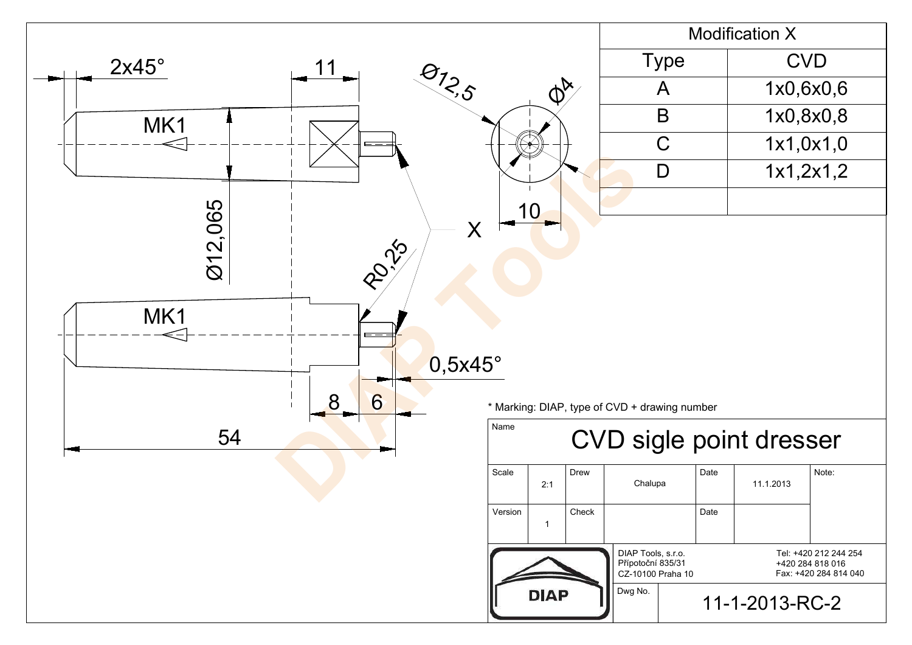2x45°

11

Ø12,5

Ø4

MK1

Ø12,065

X

10

R0,25

MK1

0,5x45°

8

6

54

| Modification X | |
|---|---|
| Type | CVD |
| A | 1x0,6x0,6 |
| B | 1x0,8x0,8 |
| C | 1x1,0x1,0 |
| D | 1x1,2x1,2 |
| | |

* Marking: DIAP, type of CVD + drawing number

| Name | CVD sigle point dresser | | | | |
|---|---|---|---|---|---|
| Scale | 2:1 | Drew | Chalupa | Date | 11.1.2013 |
| Version | 1 | Check | | Date | |

Note:

DIAP

DIAP Tools, s.r.o.
Přípotoční 835/31
CZ-10100 Praha 10

Tel: +420 212 244 254
+420 284 818 016
Fax: +420 284 814 040

Dwg No. 11-1-2013-RC-2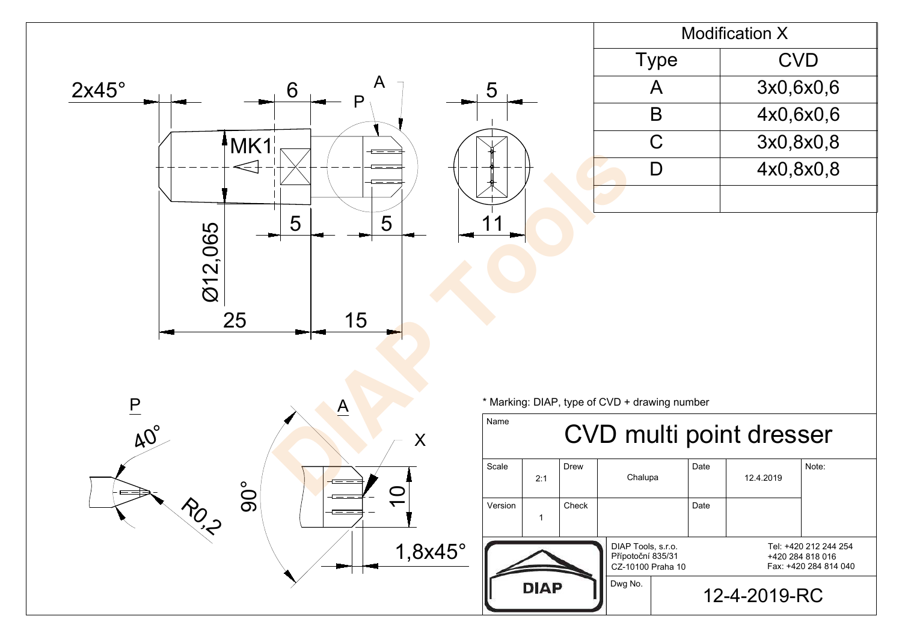| Modification X | |
|---|---|
| Type | CVD |
| A | 3x0,6x0,6 |
| B | 4x0,6x0,6 |
| C | 3x0,8x0,8 |
| D | 4x0,8x0,8 |
| | |

2x45° &nbsp; 6 &nbsp; A &nbsp; P &nbsp; 5

MK1

5 &nbsp; 5 &nbsp; 11

Ø12,065

25 &nbsp; 15

P &nbsp; 40° &nbsp; R0,2

A &nbsp; X &nbsp; 90° &nbsp; 10 &nbsp; 1,8x45°

DIAP Tools

\* Marking: DIAP, type of CVD + drawing number

| Name | CVD multi point dresser | | | | | |
|---|---|---|---|---|---|---|
| Scale | 2:1 | Drew | Chalupa | Date | 12.4.2019 | Note: |
| Version | 1 | Check | | Date | | |

DIAP

DIAP Tools, s.r.o.
Přípotoční 835/31
CZ-10100 Praha 10

Tel: +420 212 244 254
+420 284 818 016
Fax: +420 284 814 040

Dwg No. 12-4-2019-RC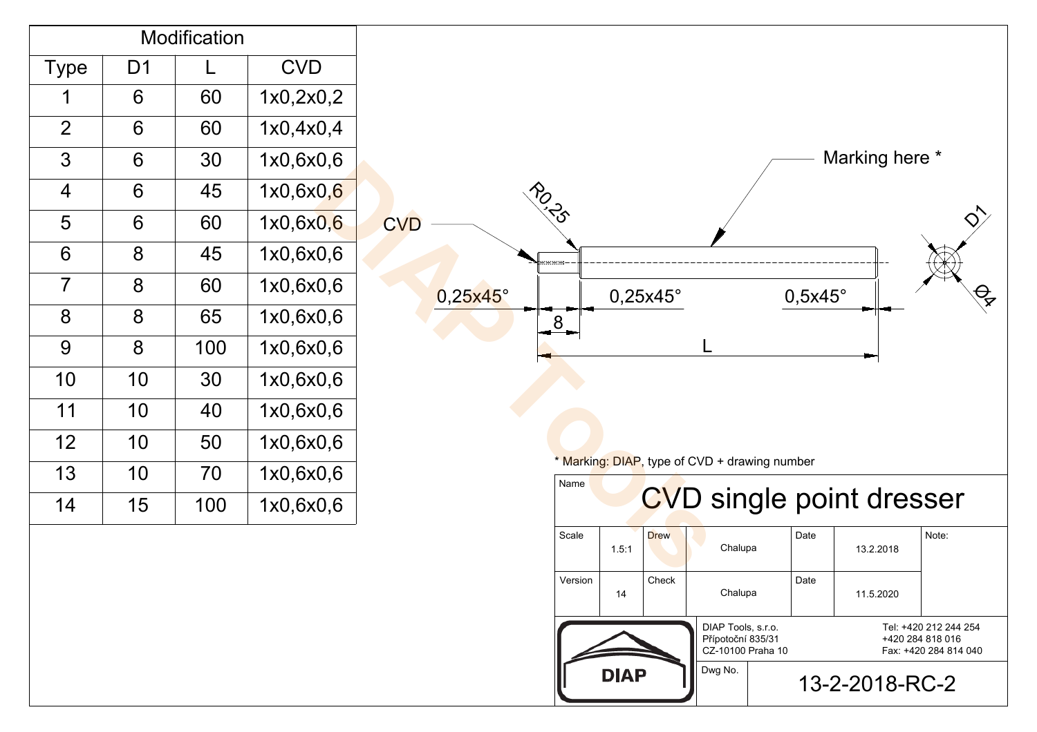| Modification | | | |
|---|---|---|---|
| Type | D1 | L | CVD |
| 1 | 6 | 60 | 1x0,2x0,2 |
| 2 | 6 | 60 | 1x0,4x0,4 |
| 3 | 6 | 30 | 1x0,6x0,6 |
| 4 | 6 | 45 | 1x0,6x0,6 |
| 5 | 6 | 60 | 1x0,6x0,6 |
| 6 | 8 | 45 | 1x0,6x0,6 |
| 7 | 8 | 60 | 1x0,6x0,6 |
| 8 | 8 | 65 | 1x0,6x0,6 |
| 9 | 8 | 100 | 1x0,6x0,6 |
| 10 | 10 | 30 | 1x0,6x0,6 |
| 11 | 10 | 40 | 1x0,6x0,6 |
| 12 | 10 | 50 | 1x0,6x0,6 |
| 13 | 10 | 70 | 1x0,6x0,6 |
| 14 | 15 | 100 | 1x0,6x0,6 |

R0,25

CVD

Marking here *

D1

Ø4

0,25x45°

0,25x45°

0,5x45°

8

L

* Marking: DIAP, type of CVD + drawing number

| Name | CVD single point dresser | | | | |
|---|---|---|---|---|---|
| Scale 1.5:1 | Drew | Chalupa | Date | 13.2.2018 | Note: |
| Version 14 | Check | Chalupa | Date | 11.5.2020 | |

DIAP

DIAP Tools, s.r.o.
Přípotoční 835/31
CZ-10100 Praha 10

Tel: +420 212 244 254
+420 284 818 016
Fax: +420 284 814 040

Dwg No. 13-2-2018-RC-2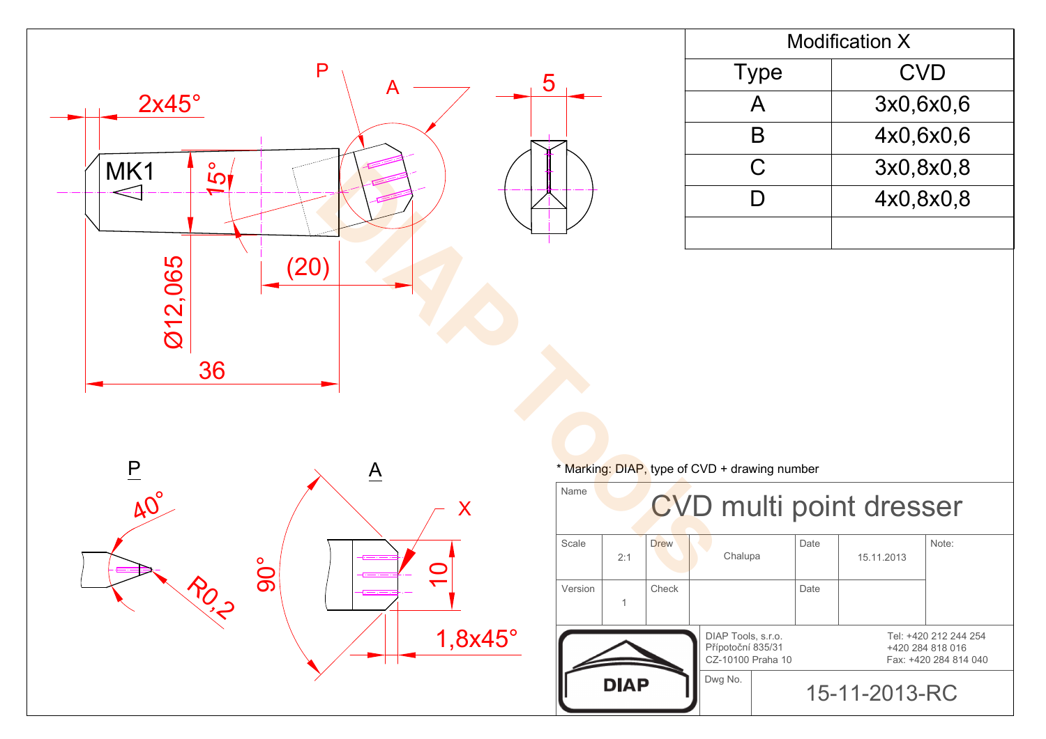| Modification X | |
|---|---|
| Type | CVD |
| A | 3x0,6x0,6 |
| B | 4x0,6x0,6 |
| C | 3x0,8x0,8 |
| D | 4x0,8x0,8 |
| | |

2x45°

MK1

15°

Ø12,065

(20)

36

P

A

5

P

40°

R0,2

A

90°

X

10

1,8x45°

* Marking: DIAP, type of CVD + drawing number

| Name | CVD multi point dresser | | | | |
|---|---|---|---|---|---|
| Scale | 2:1 | Drew | Chalupa | Date | 15.11.2013 |
| Version | 1 | Check | | Date | |

Note:

DIAP

DIAP Tools, s.r.o.
Přípotoční 835/31
CZ-10100 Praha 10

Tel: +420 212 244 254
+420 284 818 016
Fax: +420 284 814 040

Dwg No. 15-11-2013-RC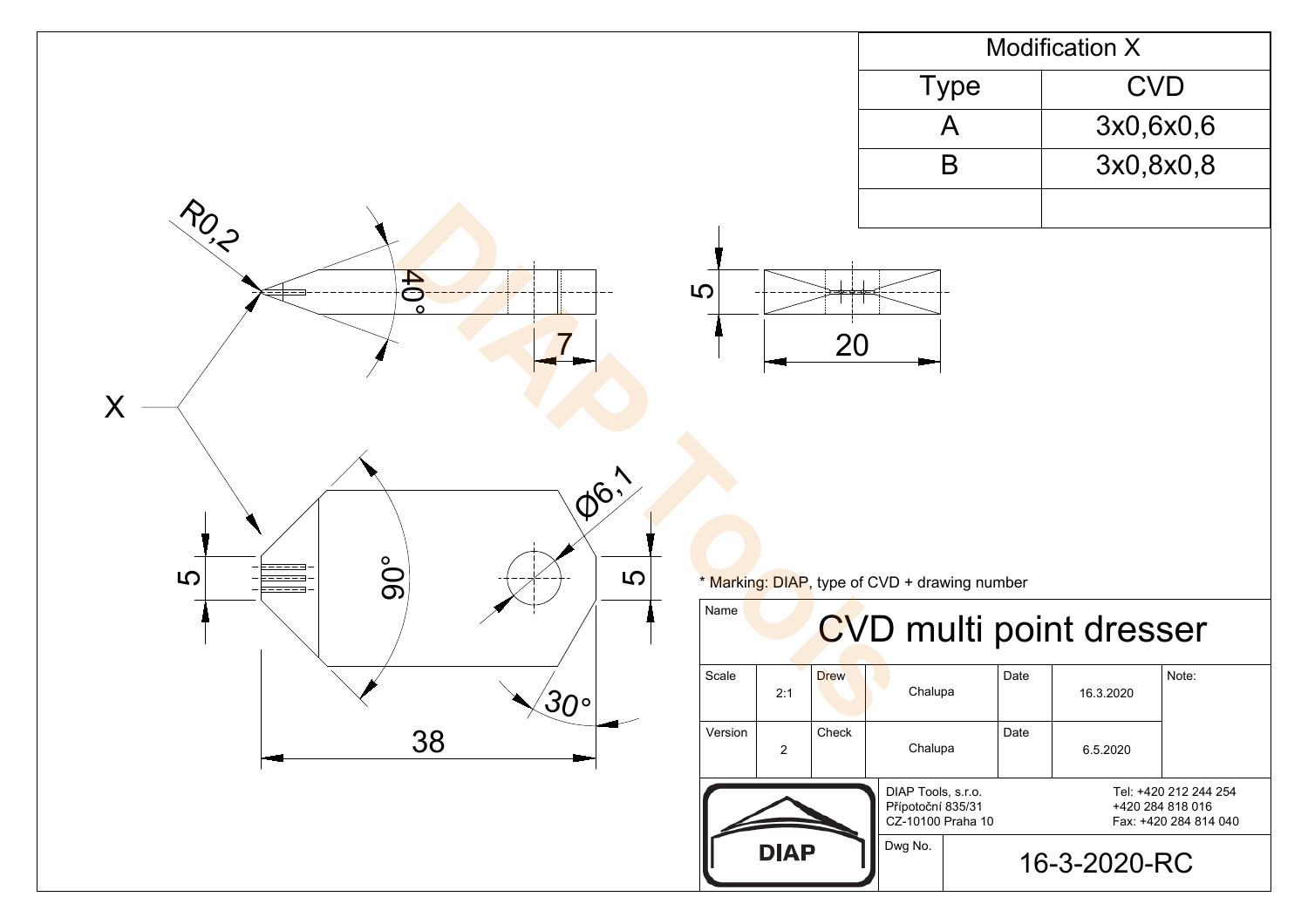| Modification X | |
|---|---|
| Type | CVD |
| A | 3x0,6x0,6 |
| B | 3x0,8x0,8 |
| | |

R0,2

40°

7

5

20

X

Ø6,1

5

90°

5

30°

38

* Marking: DIAP, type of CVD + drawing number

| Name | CVD multi point dresser | | | | | |
|---|---|---|---|---|---|---|
| Scale | 2:1 | Drew | Chalupa | Date | 16.3.2020 | Note: |
| Version | 2 | Check | Chalupa | Date | 6.5.2020 | |

DIAP

DIAP Tools, s.r.o.
Přípotoční 835/31
CZ-10100 Praha 10

Tel: +420 212 244 254
+420 284 818 016
Fax: +420 284 814 040

Dwg No. 16-3-2020-RC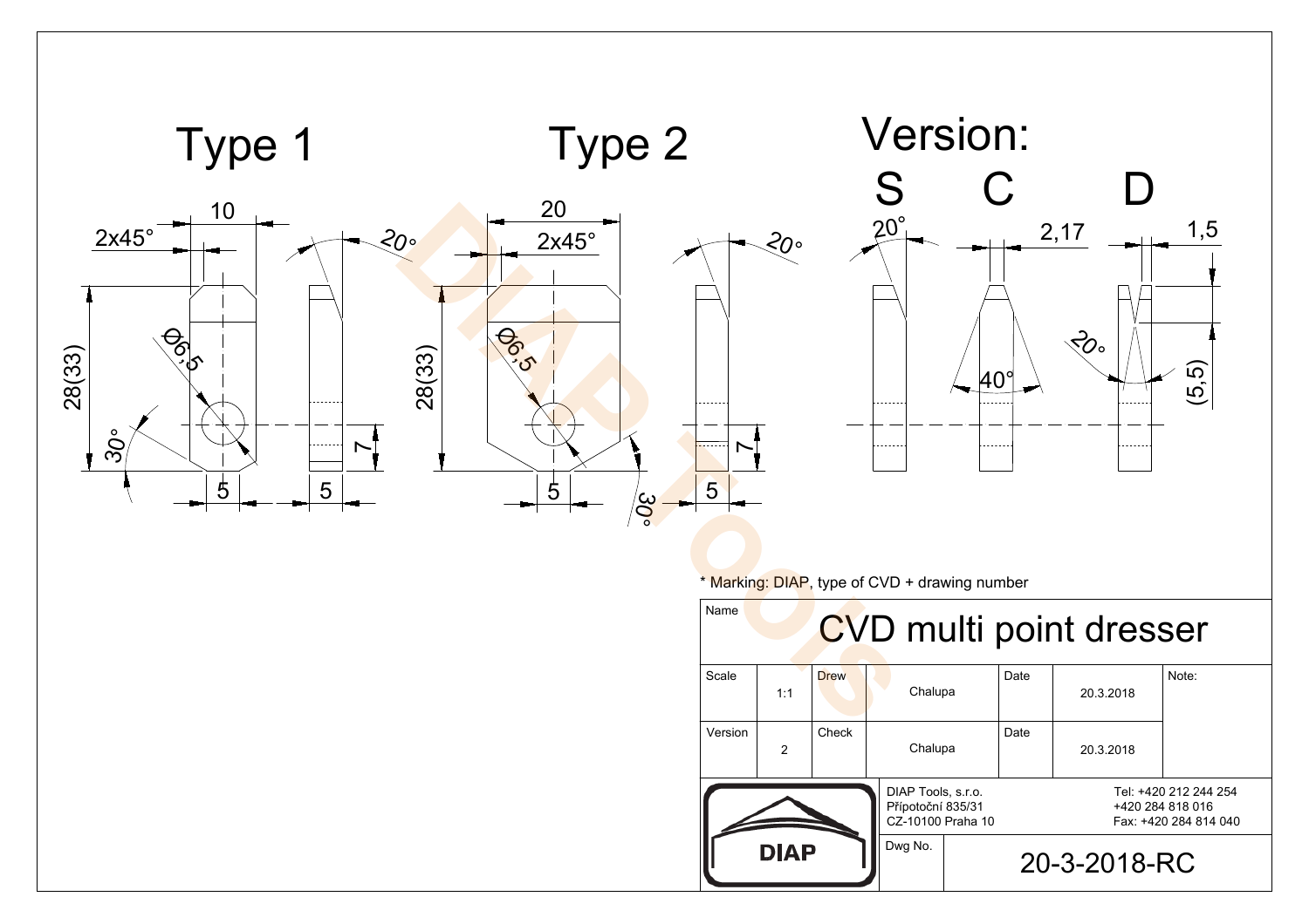# Type 1

2x45°

10

28(33)

Ø6,5

30°

5

5

7

20°

# Type 2

20

2x45°

28(33)

Ø6,5

5

30°

5

7

20°

# Version:

## S

20°

## C

2,17

40°

## D

1,5

20°

(5,5)

* Marking: DIAP, type of CVD + drawing number

| Name | CVD multi point dresser | | | | | |
|---|---|---|---|---|---|---|
| Scale | 1:1 | Drew | Chalupa | Date | 20.3.2018 | Note: |
| Version | 2 | Check | Chalupa | Date | 20.3.2018 | |

DIAP

DIAP Tools, s.r.o.
Přípotoční 835/31
CZ-10100 Praha 10

Tel: +420 212 244 254
+420 284 818 016
Fax: +420 284 814 040

Dwg No. 20-3-2018-RC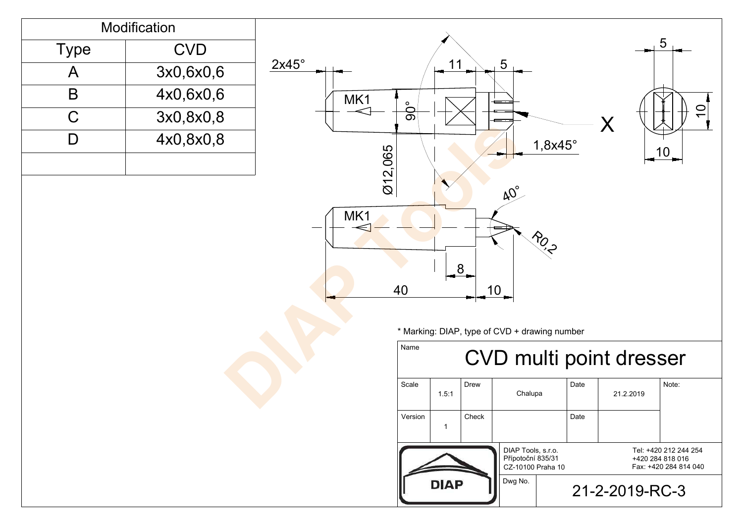| Modification | |
|---|---|
| Type | CVD |
| A | 3x0,6x0,6 |
| B | 4x0,6x0,6 |
| C | 3x0,8x0,8 |
| D | 4x0,8x0,8 |
| | |

2x45°

11

5

MK1

90°

X

5

10

10

1,8x45°

Ø12,065

40°

MK1

R0,2

8

40

10

\* Marking: DIAP, type of CVD + drawing number

| Name | CVD multi point dresser | | | | | |
|---|---|---|---|---|---|---|
| Scale | 1.5:1 | Drew | Chalupa | Date | 21.2.2019 | Note: |
| Version | 1 | Check | | Date | | |

DIAP

DIAP Tools, s.r.o.
Přípotoční 835/31
CZ-10100 Praha 10

Tel: +420 212 244 254
+420 284 818 016
Fax: +420 284 814 040

Dwg No. 21-2-2019-RC-3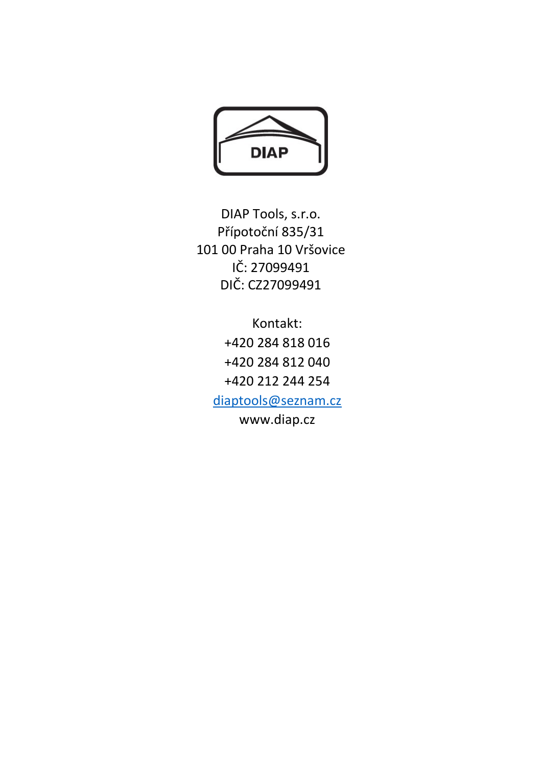DIAP

DIAP Tools, s.r.o.
Přípotoční 835/31
101 00 Praha 10 Vršovice
IČ: 27099491
DIČ: CZ27099491

Kontakt:
+420 284 818 016
+420 284 812 040
+420 212 244 254
diaptools@seznam.cz
www.diap.cz